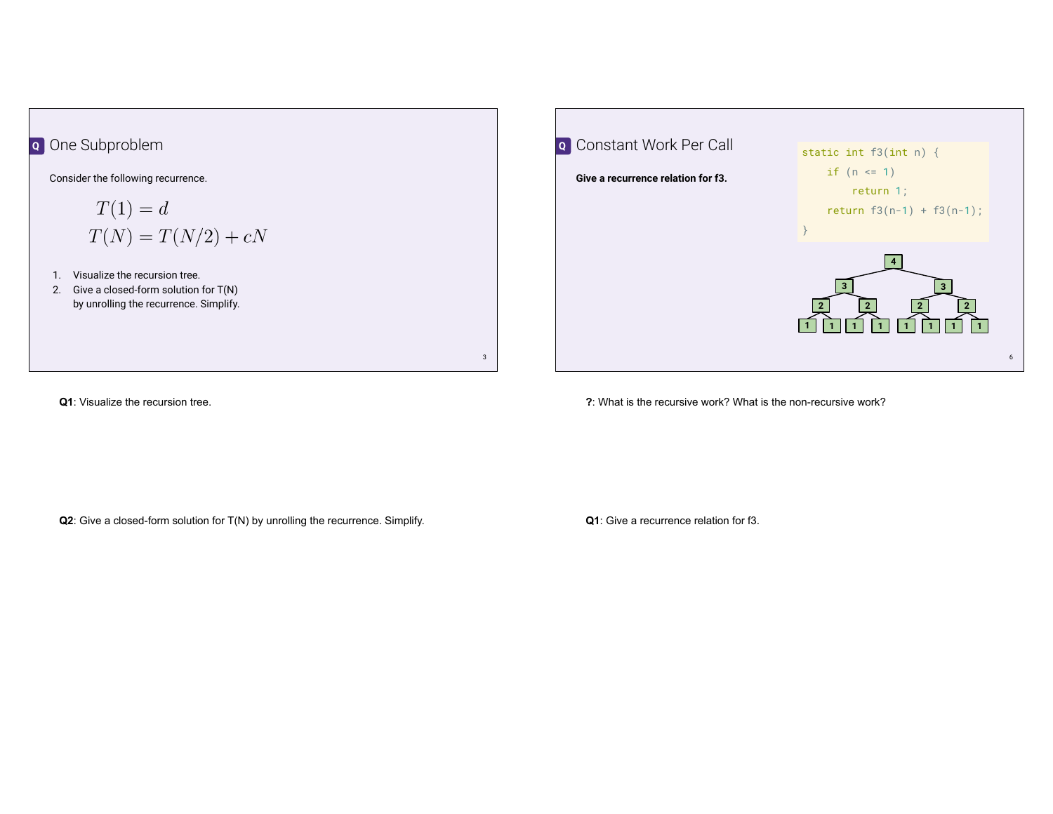## One Subproblem

Consider the following recurrence.

$$T(1) = d$$
$$T(N) = T(N/2) + cN$$

1. Visualize the recursion tree.
2. Give a closed-form solution for T(N) by unrolling the recurrence. Simplify.

**Q1**: Visualize the recursion tree.

**Q2**: Give a closed-form solution for T(N) by unrolling the recurrence. Simplify.

## Constant Work Per Call

**Give a recurrence relation for f3.**

```
static int f3(int n) {
    if (n <= 1)
        return 1;
    return f3(n-1) + f3(n-1);
}
```

**?**: What is the recursive work? What is the non-recursive work?

**Q1**: Give a recurrence relation for f3.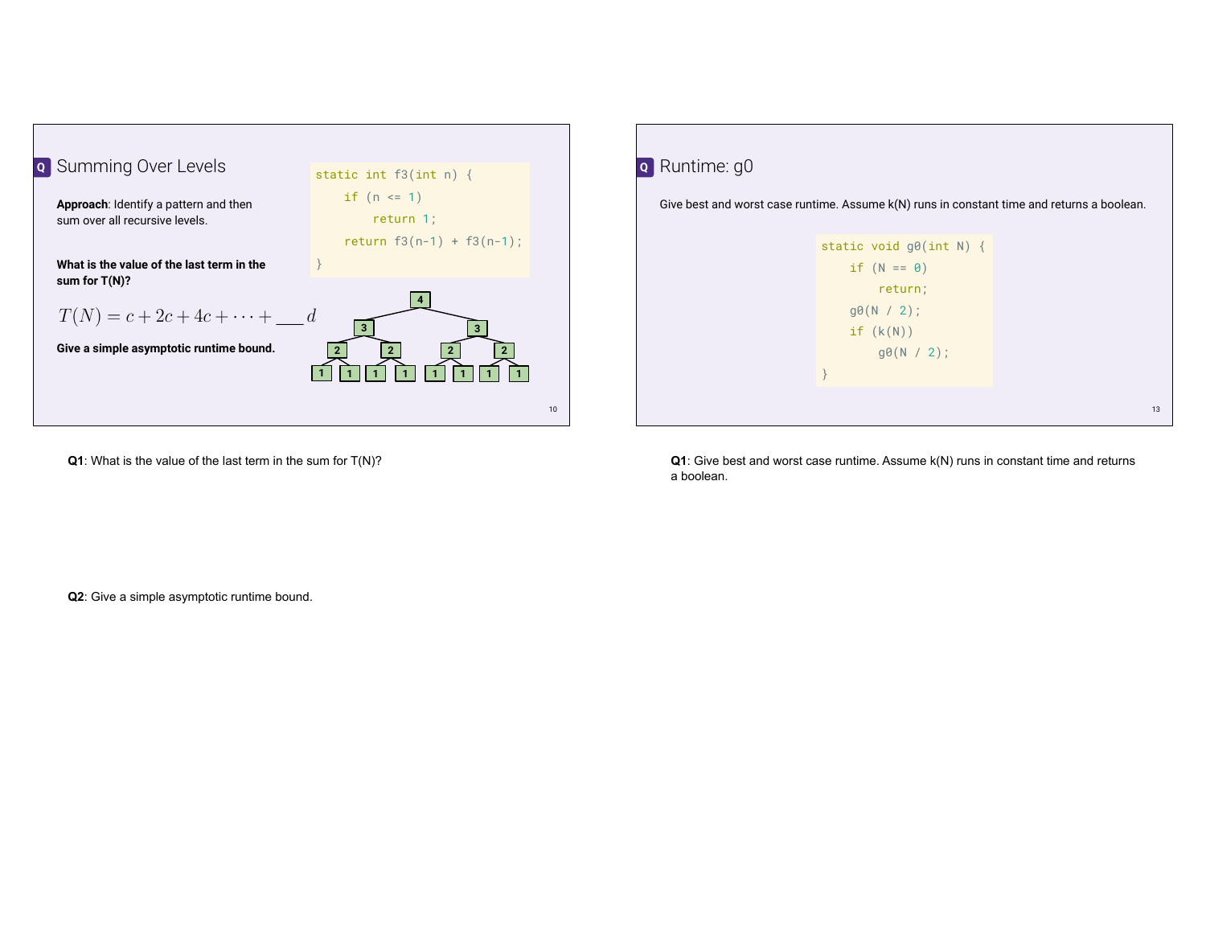## Summing Over Levels

**Approach**: Identify a pattern and then sum over all recursive levels.

**What is the value of the last term in the sum for T(N)?**

$$T(N) = c + 2c + 4c + \cdots + \_\_\_ d$$

**Give a simple asymptotic runtime bound.**

```
static int f3(int n) {
    if (n <= 1)
        return 1;
    return f3(n-1) + f3(n-1);
}
```

4
3 3
2 2 2 2
1 1 1 1 1 1 1 1

**Q1**: What is the value of the last term in the sum for T(N)?

**Q2**: Give a simple asymptotic runtime bound.

## Runtime: g0

Give best and worst case runtime. Assume k(N) runs in constant time and returns a boolean.

```
static void g0(int N) {
    if (N == 0)
        return;
    g0(N / 2);
    if (k(N))
        g0(N / 2);
}
```

**Q1**: Give best and worst case runtime. Assume k(N) runs in constant time and returns a boolean.